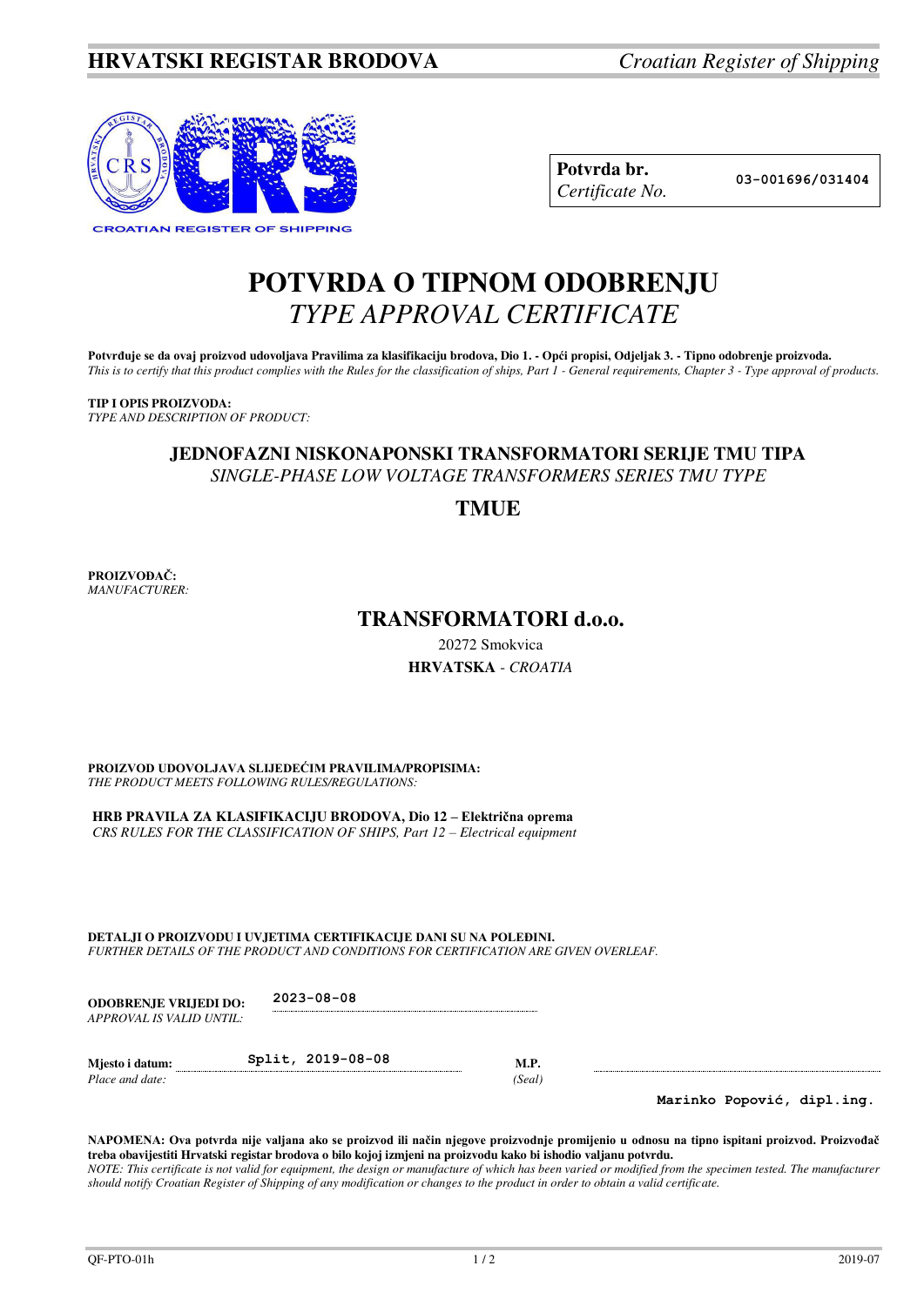**HRVATSKI REGISTAR BRODOVA** *Croatian Register of Shipping*

CROATIAN REGISTER OF SHIPPING

| **Potvrda br.** *Certificate No.* | 03-001696/031404 |
|---|---|

# POTVRDA O TIPNOM ODOBRENJU
## *TYPE APPROVAL CERTIFICATE*

**Potvrđuje se da ovaj proizvod udovoljava Pravilima za klasifikaciju brodova, Dio 1. - Opći propisi, Odjeljak 3. - Tipno odobrenje proizvoda.**
*This is to certify that this product complies with the Rules for the classification of ships, Part 1 - General requirements, Chapter 3 - Type approval of products.*

**TIP I OPIS PROIZVODA:**
*TYPE AND DESCRIPTION OF PRODUCT:*

**JEDNOFAZNI NISKONAPONSKI TRANSFORMATORI SERIJE TMU TIPA**
*SINGLE-PHASE LOW VOLTAGE TRANSFORMERS SERIES TMU TYPE*

**TMUE**

**PROIZVOĐAČ:**
*MANUFACTURER:*

**TRANSFORMATORI d.o.o.**
20272 Smokvica
**HRVATSKA** - *CROATIA*

**PROIZVOD UDOVOLJAVA SLIJEDEĆIM PRAVILIMA/PROPISIMA:**
*THE PRODUCT MEETS FOLLOWING RULES/REGULATIONS:*

**HRB PRAVILA ZA KLASIFIKACIJU BRODOVA, Dio 12 – Električna oprema**
*CRS RULES FOR THE CLASSIFICATION OF SHIPS, Part 12 – Electrical equipment*

**DETALJI O PROIZVODU I UVJETIMA CERTIFIKACIJE DANI SU NA POLEĐINI.**
*FURTHER DETAILS OF THE PRODUCT AND CONDITIONS FOR CERTIFICATION ARE GIVEN OVERLEAF.*

**ODOBRENJE VRIJEDI DO:** 2023-08-08
*APPROVAL IS VALID UNTIL:*

**Mjesto i datum:** Split, 2019-08-08 **M.P.**
*Place and date:* *(Seal)*

Marinko Popović, dipl.ing.

**NAPOMENA: Ova potvrda nije valjana ako se proizvod ili način njegove proizvodnje promijenio u odnosu na tipno ispitani proizvod. Proizvođač treba obavijestiti Hrvatski registar brodova o bilo kojoj izmjeni na proizvodu kako bi ishodio valjanu potvrdu.**
*NOTE: This certificate is not valid for equipment, the design or manufacture of which has been varied or modified from the specimen tested. The manufacturer should notify Croatian Register of Shipping of any modification or changes to the product in order to obtain a valid certificate.*

QF-PTO-01h 2019-07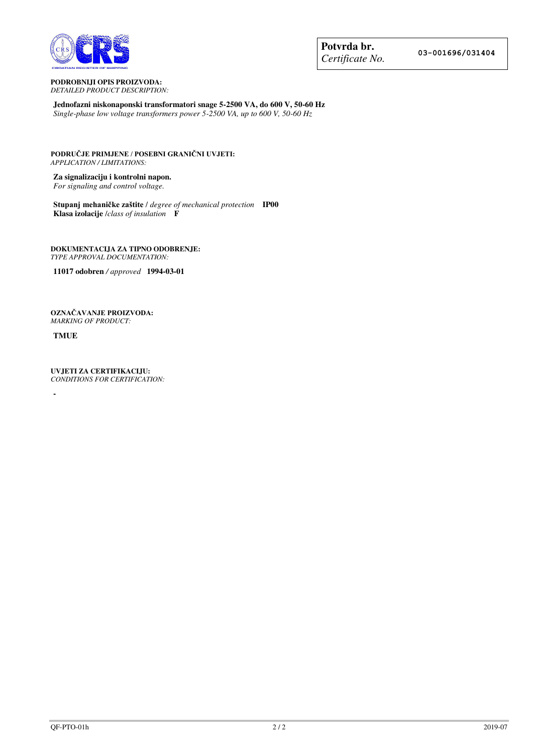**Potvrda br.** *Certificate No.* 03-001696/031404

**PODROBNIJI OPIS PROIZVODA:**
*DETAILED PRODUCT DESCRIPTION:*

**Jednofazni niskonaponski transformatori snage 5-2500 VA, do 600 V, 50-60 Hz**
*Single-phase low voltage transformers power 5-2500 VA, up to 600 V, 50-60 Hz*

**PODRUČJE PRIMJENE / POSEBNI GRANIČNI UVJETI:**
*APPLICATION / LIMITATIONS:*

**Za signalizaciju i kontrolni napon.**
*For signaling and control voltage.*

**Stupanj mehaničke zaštite** / *degree of mechanical protection* **IP00**
**Klasa izolacije** /*class of insulation* **F**

**DOKUMENTACIJA ZA TIPNO ODOBRENJE:**
*TYPE APPROVAL DOCUMENTATION:*

**11017 odobren** */ approved* **1994-03-01**

**OZNAČAVANJE PROIZVODA:**
*MARKING OF PRODUCT:*

**TMUE**

**UVJETI ZA CERTIFIKACIJU:**
*CONDITIONS FOR CERTIFICATION:*

-

QF-PTO-01h 2019-07